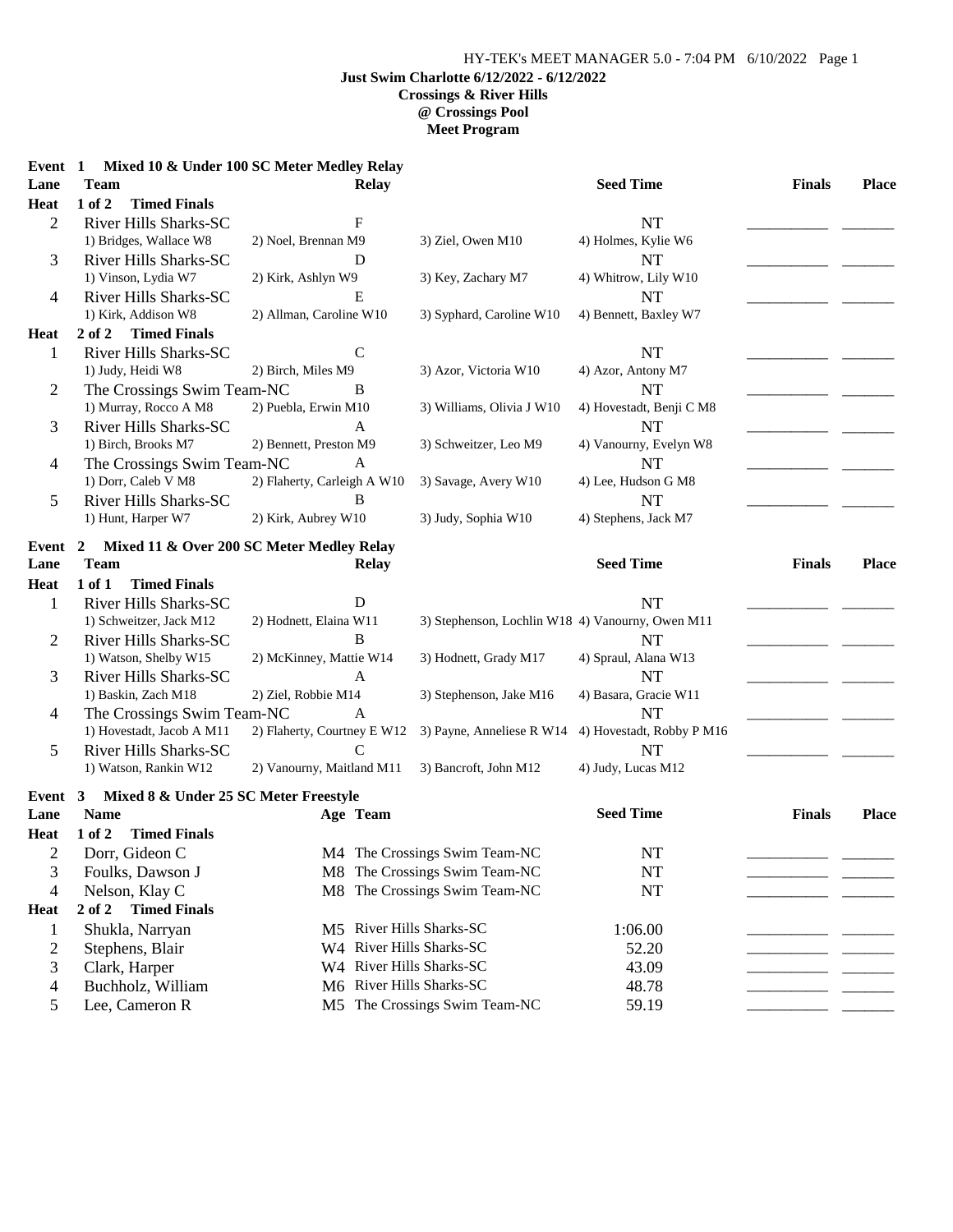**Just Swim Charlotte 6/12/2022 - 6/12/2022**
**Crossings & River Hills**
**@ Crossings Pool**
**Meet Program**

HY-TEK's MEET MANAGER 5.0 - 7:04 PM 6/10/2022

## Event 1 Mixed 10 & Under 100 SC Meter Medley Relay

| Lane | Team | Relay | Seed Time | Finals | Place |
|---|---|---|---|---|---|
| **Heat 1 of 2 Timed Finals** | | | | | |
| 2 | River Hills Sharks-SC | F | NT | ___________ | _______ |
| | 1) Bridges, Wallace W8; 2) Noel, Brennan M9; 3) Ziel, Owen M10; 4) Holmes, Kylie W6 | | | | |
| 3 | River Hills Sharks-SC | D | NT | ___________ | _______ |
| | 1) Vinson, Lydia W7; 2) Kirk, Ashlyn W9; 3) Key, Zachary M7; 4) Whitrow, Lily W10 | | | | |
| 4 | River Hills Sharks-SC | E | NT | ___________ | _______ |
| | 1) Kirk, Addison W8; 2) Allman, Caroline W10; 3) Syphard, Caroline W10; 4) Bennett, Baxley W7 | | | | |
| **Heat 2 of 2 Timed Finals** | | | | | |
| 1 | River Hills Sharks-SC | C | NT | ___________ | _______ |
| | 1) Judy, Heidi W8; 2) Birch, Miles M9; 3) Azor, Victoria W10; 4) Azor, Antony M7 | | | | |
| 2 | The Crossings Swim Team-NC | B | NT | ___________ | _______ |
| | 1) Murray, Rocco A M8; 2) Puebla, Erwin M10; 3) Williams, Olivia J W10; 4) Hovestadt, Benji C M8 | | | | |
| 3 | River Hills Sharks-SC | A | NT | ___________ | _______ |
| | 1) Birch, Brooks M7; 2) Bennett, Preston M9; 3) Schweitzer, Leo M9; 4) Vanourny, Evelyn W8 | | | | |
| 4 | The Crossings Swim Team-NC | A | NT | ___________ | _______ |
| | 1) Dorr, Caleb V M8; 2) Flaherty, Carleigh A W10; 3) Savage, Avery W10; 4) Lee, Hudson G M8 | | | | |
| 5 | River Hills Sharks-SC | B | NT | ___________ | _______ |
| | 1) Hunt, Harper W7; 2) Kirk, Aubrey W10; 3) Judy, Sophia W10; 4) Stephens, Jack M7 | | | | |

## Event 2 Mixed 11 & Over 200 SC Meter Medley Relay

| Lane | Team | Relay | Seed Time | Finals | Place |
|---|---|---|---|---|---|
| **Heat 1 of 1 Timed Finals** | | | | | |
| 1 | River Hills Sharks-SC | D | NT | ___________ | _______ |
| | 1) Schweitzer, Jack M12; 2) Hodnett, Elaina W11; 3) Stephenson, Lochlin W18; 4) Vanourny, Owen M11 | | | | |
| 2 | River Hills Sharks-SC | B | NT | ___________ | _______ |
| | 1) Watson, Shelby W15; 2) McKinney, Mattie W14; 3) Hodnett, Grady M17; 4) Spraul, Alana W13 | | | | |
| 3 | River Hills Sharks-SC | A | NT | ___________ | _______ |
| | 1) Baskin, Zach M18; 2) Ziel, Robbie M14; 3) Stephenson, Jake M16; 4) Basara, Gracie W11 | | | | |
| 4 | The Crossings Swim Team-NC | A | NT | ___________ | _______ |
| | 1) Hovestadt, Jacob A M11; 2) Flaherty, Courtney E W12; 3) Payne, Anneliese R W14; 4) Hovestadt, Robby P M16 | | | | |
| 5 | River Hills Sharks-SC | C | NT | ___________ | _______ |
| | 1) Watson, Rankin W12; 2) Vanourny, Maitland M11; 3) Bancroft, John M12; 4) Judy, Lucas M12 | | | | |

## Event 3 Mixed 8 & Under 25 SC Meter Freestyle

| Lane | Name | Age | Team | Seed Time | Finals | Place |
|---|---|---|---|---|---|---|
| **Heat 1 of 2 Timed Finals** | | | | | | |
| 2 | Dorr, Gideon C | M4 | The Crossings Swim Team-NC | NT | ___________ | _______ |
| 3 | Foulks, Dawson J | M8 | The Crossings Swim Team-NC | NT | ___________ | _______ |
| 4 | Nelson, Klay C | M8 | The Crossings Swim Team-NC | NT | ___________ | _______ |
| **Heat 2 of 2 Timed Finals** | | | | | | |
| 1 | Shukla, Narryan | M5 | River Hills Sharks-SC | 1:06.00 | ___________ | _______ |
| 2 | Stephens, Blair | W4 | River Hills Sharks-SC | 52.20 | ___________ | _______ |
| 3 | Clark, Harper | W4 | River Hills Sharks-SC | 43.09 | ___________ | _______ |
| 4 | Buchholz, William | M6 | River Hills Sharks-SC | 48.78 | ___________ | _______ |
| 5 | Lee, Cameron R | M5 | The Crossings Swim Team-NC | 59.19 | ___________ | _______ |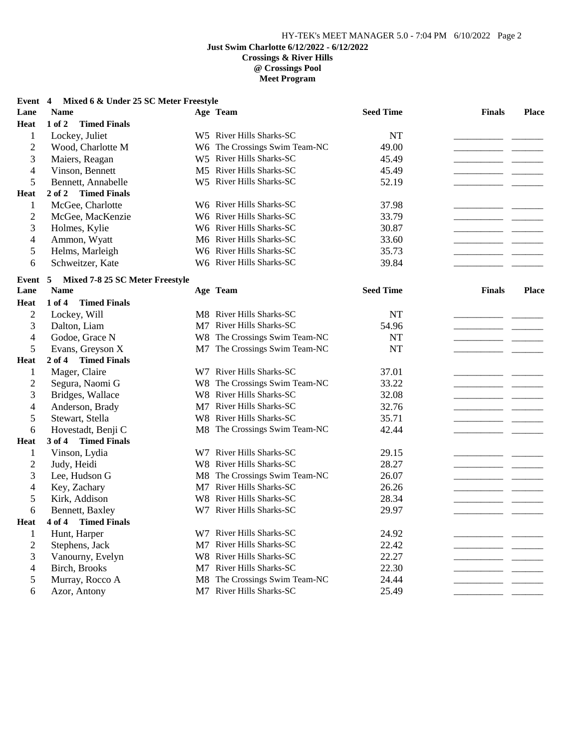**Just Swim Charlotte 6/12/2022 - 6/12/2022**
**Crossings & River Hills**
**@ Crossings Pool**
**Meet Program**

## Event 4 Mixed 6 & Under 25 SC Meter Freestyle

| Lane | Name | Age | Team | Seed Time | Finals | Place |
|---|---|---|---|---|---|---|
| **Heat** | **1 of 2 Timed Finals** | | | | | |
| 1 | Lockey, Juliet | W5 | River Hills Sharks-SC | NT | ________ | ______ |
| 2 | Wood, Charlotte M | W6 | The Crossings Swim Team-NC | 49.00 | ________ | ______ |
| 3 | Maiers, Reagan | W5 | River Hills Sharks-SC | 45.49 | ________ | ______ |
| 4 | Vinson, Bennett | M5 | River Hills Sharks-SC | 45.49 | ________ | ______ |
| 5 | Bennett, Annabelle | W5 | River Hills Sharks-SC | 52.19 | ________ | ______ |
| **Heat** | **2 of 2 Timed Finals** | | | | | |
| 1 | McGee, Charlotte | W6 | River Hills Sharks-SC | 37.98 | ________ | ______ |
| 2 | McGee, MacKenzie | W6 | River Hills Sharks-SC | 33.79 | ________ | ______ |
| 3 | Holmes, Kylie | W6 | River Hills Sharks-SC | 30.87 | ________ | ______ |
| 4 | Ammon, Wyatt | M6 | River Hills Sharks-SC | 33.60 | ________ | ______ |
| 5 | Helms, Marleigh | W6 | River Hills Sharks-SC | 35.73 | ________ | ______ |
| 6 | Schweitzer, Kate | W6 | River Hills Sharks-SC | 39.84 | ________ | ______ |

## Event 5 Mixed 7-8 25 SC Meter Freestyle

| Lane | Name | Age | Team | Seed Time | Finals | Place |
|---|---|---|---|---|---|---|
| **Heat** | **1 of 4 Timed Finals** | | | | | |
| 2 | Lockey, Will | M8 | River Hills Sharks-SC | NT | ________ | ______ |
| 3 | Dalton, Liam | M7 | River Hills Sharks-SC | 54.96 | ________ | ______ |
| 4 | Godoe, Grace N | W8 | The Crossings Swim Team-NC | NT | ________ | ______ |
| 5 | Evans, Greyson X | M7 | The Crossings Swim Team-NC | NT | ________ | ______ |
| **Heat** | **2 of 4 Timed Finals** | | | | | |
| 1 | Mager, Claire | W7 | River Hills Sharks-SC | 37.01 | ________ | ______ |
| 2 | Segura, Naomi G | W8 | The Crossings Swim Team-NC | 33.22 | ________ | ______ |
| 3 | Bridges, Wallace | W8 | River Hills Sharks-SC | 32.08 | ________ | ______ |
| 4 | Anderson, Brady | M7 | River Hills Sharks-SC | 32.76 | ________ | ______ |
| 5 | Stewart, Stella | W8 | River Hills Sharks-SC | 35.71 | ________ | ______ |
| 6 | Hovestadt, Benji C | M8 | The Crossings Swim Team-NC | 42.44 | ________ | ______ |
| **Heat** | **3 of 4 Timed Finals** | | | | | |
| 1 | Vinson, Lydia | W7 | River Hills Sharks-SC | 29.15 | ________ | ______ |
| 2 | Judy, Heidi | W8 | River Hills Sharks-SC | 28.27 | ________ | ______ |
| 3 | Lee, Hudson G | M8 | The Crossings Swim Team-NC | 26.07 | ________ | ______ |
| 4 | Key, Zachary | M7 | River Hills Sharks-SC | 26.26 | ________ | ______ |
| 5 | Kirk, Addison | W8 | River Hills Sharks-SC | 28.34 | ________ | ______ |
| 6 | Bennett, Baxley | W7 | River Hills Sharks-SC | 29.97 | ________ | ______ |
| **Heat** | **4 of 4 Timed Finals** | | | | | |
| 1 | Hunt, Harper | W7 | River Hills Sharks-SC | 24.92 | ________ | ______ |
| 2 | Stephens, Jack | M7 | River Hills Sharks-SC | 22.42 | ________ | ______ |
| 3 | Vanourny, Evelyn | W8 | River Hills Sharks-SC | 22.27 | ________ | ______ |
| 4 | Birch, Brooks | M7 | River Hills Sharks-SC | 22.30 | ________ | ______ |
| 5 | Murray, Rocco A | M8 | The Crossings Swim Team-NC | 24.44 | ________ | ______ |
| 6 | Azor, Antony | M7 | River Hills Sharks-SC | 25.49 | ________ | ______ |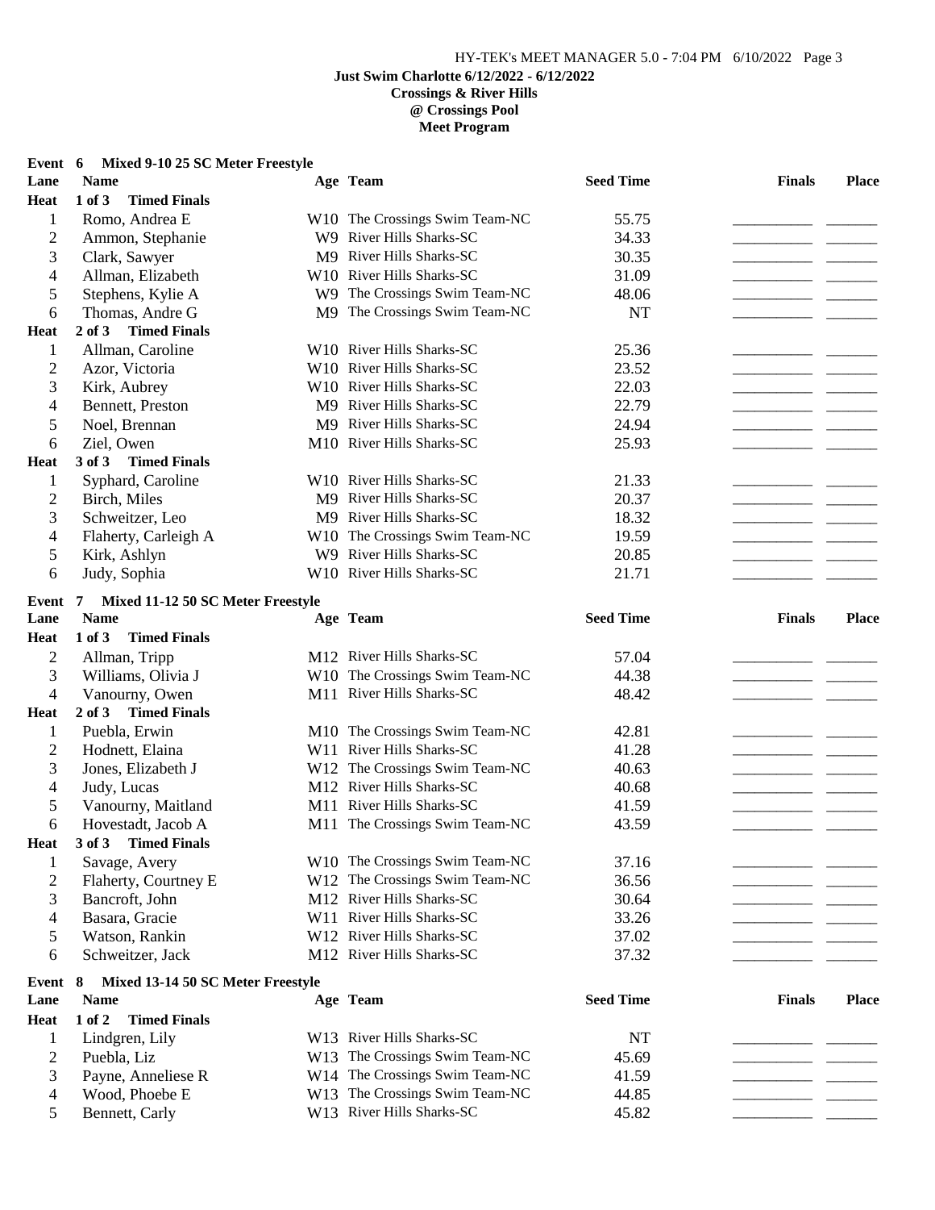**Just Swim Charlotte 6/12/2022 - 6/12/2022**
**Crossings & River Hills**
**@ Crossings Pool**
**Meet Program**

### Event 6 Mixed 9-10 25 SC Meter Freestyle

| Lane | Name | Age | Team | Seed Time | Finals | Place |
|---|---|---|---|---|---|---|
| **Heat 1 of 3 Timed Finals** | | | | | | |
| 1 | Romo, Andrea E | W10 | The Crossings Swim Team-NC | 55.75 | __________ | ______ |
| 2 | Ammon, Stephanie | W9 | River Hills Sharks-SC | 34.33 | __________ | ______ |
| 3 | Clark, Sawyer | M9 | River Hills Sharks-SC | 30.35 | __________ | ______ |
| 4 | Allman, Elizabeth | W10 | River Hills Sharks-SC | 31.09 | __________ | ______ |
| 5 | Stephens, Kylie A | W9 | The Crossings Swim Team-NC | 48.06 | __________ | ______ |
| 6 | Thomas, Andre G | M9 | The Crossings Swim Team-NC | NT | __________ | ______ |
| **Heat 2 of 3 Timed Finals** | | | | | | |
| 1 | Allman, Caroline | W10 | River Hills Sharks-SC | 25.36 | __________ | ______ |
| 2 | Azor, Victoria | W10 | River Hills Sharks-SC | 23.52 | __________ | ______ |
| 3 | Kirk, Aubrey | W10 | River Hills Sharks-SC | 22.03 | __________ | ______ |
| 4 | Bennett, Preston | M9 | River Hills Sharks-SC | 22.79 | __________ | ______ |
| 5 | Noel, Brennan | M9 | River Hills Sharks-SC | 24.94 | __________ | ______ |
| 6 | Ziel, Owen | M10 | River Hills Sharks-SC | 25.93 | __________ | ______ |
| **Heat 3 of 3 Timed Finals** | | | | | | |
| 1 | Syphard, Caroline | W10 | River Hills Sharks-SC | 21.33 | __________ | ______ |
| 2 | Birch, Miles | M9 | River Hills Sharks-SC | 20.37 | __________ | ______ |
| 3 | Schweitzer, Leo | M9 | River Hills Sharks-SC | 18.32 | __________ | ______ |
| 4 | Flaherty, Carleigh A | W10 | The Crossings Swim Team-NC | 19.59 | __________ | ______ |
| 5 | Kirk, Ashlyn | W9 | River Hills Sharks-SC | 20.85 | __________ | ______ |
| 6 | Judy, Sophia | W10 | River Hills Sharks-SC | 21.71 | __________ | ______ |

### Event 7 Mixed 11-12 50 SC Meter Freestyle

| Lane | Name | Age | Team | Seed Time | Finals | Place |
|---|---|---|---|---|---|---|
| **Heat 1 of 3 Timed Finals** | | | | | | |
| 2 | Allman, Tripp | M12 | River Hills Sharks-SC | 57.04 | __________ | ______ |
| 3 | Williams, Olivia J | W10 | The Crossings Swim Team-NC | 44.38 | __________ | ______ |
| 4 | Vanourny, Owen | M11 | River Hills Sharks-SC | 48.42 | __________ | ______ |
| **Heat 2 of 3 Timed Finals** | | | | | | |
| 1 | Puebla, Erwin | M10 | The Crossings Swim Team-NC | 42.81 | __________ | ______ |
| 2 | Hodnett, Elaina | W11 | River Hills Sharks-SC | 41.28 | __________ | ______ |
| 3 | Jones, Elizabeth J | W12 | The Crossings Swim Team-NC | 40.63 | __________ | ______ |
| 4 | Judy, Lucas | M12 | River Hills Sharks-SC | 40.68 | __________ | ______ |
| 5 | Vanourny, Maitland | M11 | River Hills Sharks-SC | 41.59 | __________ | ______ |
| 6 | Hovestadt, Jacob A | M11 | The Crossings Swim Team-NC | 43.59 | __________ | ______ |
| **Heat 3 of 3 Timed Finals** | | | | | | |
| 1 | Savage, Avery | W10 | The Crossings Swim Team-NC | 37.16 | __________ | ______ |
| 2 | Flaherty, Courtney E | W12 | The Crossings Swim Team-NC | 36.56 | __________ | ______ |
| 3 | Bancroft, John | M12 | River Hills Sharks-SC | 30.64 | __________ | ______ |
| 4 | Basara, Gracie | W11 | River Hills Sharks-SC | 33.26 | __________ | ______ |
| 5 | Watson, Rankin | W12 | River Hills Sharks-SC | 37.02 | __________ | ______ |
| 6 | Schweitzer, Jack | M12 | River Hills Sharks-SC | 37.32 | __________ | ______ |

### Event 8 Mixed 13-14 50 SC Meter Freestyle

| Lane | Name | Age | Team | Seed Time | Finals | Place |
|---|---|---|---|---|---|---|
| **Heat 1 of 2 Timed Finals** | | | | | | |
| 1 | Lindgren, Lily | W13 | River Hills Sharks-SC | NT | __________ | ______ |
| 2 | Puebla, Liz | W13 | The Crossings Swim Team-NC | 45.69 | __________ | ______ |
| 3 | Payne, Anneliese R | W14 | The Crossings Swim Team-NC | 41.59 | __________ | ______ |
| 4 | Wood, Phoebe E | W13 | The Crossings Swim Team-NC | 44.85 | __________ | ______ |
| 5 | Bennett, Carly | W13 | River Hills Sharks-SC | 45.82 | __________ | ______ |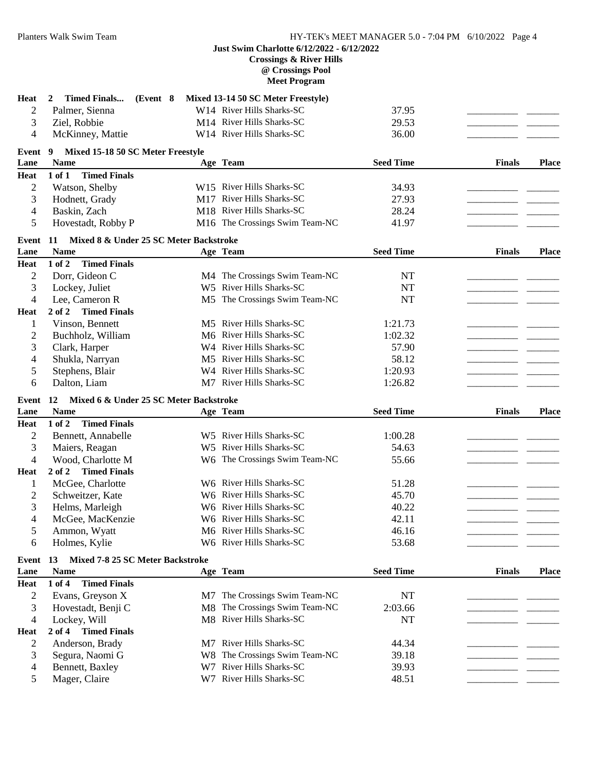**Just Swim Charlotte 6/12/2022 - 6/12/2022**
**Crossings & River Hills**
**@ Crossings Pool**
**Meet Program**

**Heat 2 Timed Finals... (Event 8 Mixed 13-14 50 SC Meter Freestyle)**

| Lane | Name | Age | Team | Seed Time | Finals | Place |
|---|---|---|---|---|---|---|
| 2 | Palmer, Sienna | W14 | River Hills Sharks-SC | 37.95 | ________ | ______ |
| 3 | Ziel, Robbie | M14 | River Hills Sharks-SC | 29.53 | ________ | ______ |
| 4 | McKinney, Mattie | W14 | River Hills Sharks-SC | 36.00 | ________ | ______ |

**Event 9 Mixed 15-18 50 SC Meter Freestyle**

| Lane | Name | Age | Team | Seed Time | Finals | Place |
|---|---|---|---|---|---|---|
| **Heat** | **1 of 1 Timed Finals** | | | | | |
| 2 | Watson, Shelby | W15 | River Hills Sharks-SC | 34.93 | ________ | ______ |
| 3 | Hodnett, Grady | M17 | River Hills Sharks-SC | 27.93 | ________ | ______ |
| 4 | Baskin, Zach | M18 | River Hills Sharks-SC | 28.24 | ________ | ______ |
| 5 | Hovestadt, Robby P | M16 | The Crossings Swim Team-NC | 41.97 | ________ | ______ |

**Event 11 Mixed 8 & Under 25 SC Meter Backstroke**

| Lane | Name | Age | Team | Seed Time | Finals | Place |
|---|---|---|---|---|---|---|
| **Heat** | **1 of 2 Timed Finals** | | | | | |
| 2 | Dorr, Gideon C | M4 | The Crossings Swim Team-NC | NT | ________ | ______ |
| 3 | Lockey, Juliet | W5 | River Hills Sharks-SC | NT | ________ | ______ |
| 4 | Lee, Cameron R | M5 | The Crossings Swim Team-NC | NT | ________ | ______ |
| **Heat** | **2 of 2 Timed Finals** | | | | | |
| 1 | Vinson, Bennett | M5 | River Hills Sharks-SC | 1:21.73 | ________ | ______ |
| 2 | Buchholz, William | M6 | River Hills Sharks-SC | 1:02.32 | ________ | ______ |
| 3 | Clark, Harper | W4 | River Hills Sharks-SC | 57.90 | ________ | ______ |
| 4 | Shukla, Narryan | M5 | River Hills Sharks-SC | 58.12 | ________ | ______ |
| 5 | Stephens, Blair | W4 | River Hills Sharks-SC | 1:20.93 | ________ | ______ |
| 6 | Dalton, Liam | M7 | River Hills Sharks-SC | 1:26.82 | ________ | ______ |

**Event 12 Mixed 6 & Under 25 SC Meter Backstroke**

| Lane | Name | Age | Team | Seed Time | Finals | Place |
|---|---|---|---|---|---|---|
| **Heat** | **1 of 2 Timed Finals** | | | | | |
| 2 | Bennett, Annabelle | W5 | River Hills Sharks-SC | 1:00.28 | ________ | ______ |
| 3 | Maiers, Reagan | W5 | River Hills Sharks-SC | 54.63 | ________ | ______ |
| 4 | Wood, Charlotte M | W6 | The Crossings Swim Team-NC | 55.66 | ________ | ______ |
| **Heat** | **2 of 2 Timed Finals** | | | | | |
| 1 | McGee, Charlotte | W6 | River Hills Sharks-SC | 51.28 | ________ | ______ |
| 2 | Schweitzer, Kate | W6 | River Hills Sharks-SC | 45.70 | ________ | ______ |
| 3 | Helms, Marleigh | W6 | River Hills Sharks-SC | 40.22 | ________ | ______ |
| 4 | McGee, MacKenzie | W6 | River Hills Sharks-SC | 42.11 | ________ | ______ |
| 5 | Ammon, Wyatt | M6 | River Hills Sharks-SC | 46.16 | ________ | ______ |
| 6 | Holmes, Kylie | W6 | River Hills Sharks-SC | 53.68 | ________ | ______ |

**Event 13 Mixed 7-8 25 SC Meter Backstroke**

| Lane | Name | Age | Team | Seed Time | Finals | Place |
|---|---|---|---|---|---|---|
| **Heat** | **1 of 4 Timed Finals** | | | | | |
| 2 | Evans, Greyson X | M7 | The Crossings Swim Team-NC | NT | ________ | ______ |
| 3 | Hovestadt, Benji C | M8 | The Crossings Swim Team-NC | 2:03.66 | ________ | ______ |
| 4 | Lockey, Will | M8 | River Hills Sharks-SC | NT | ________ | ______ |
| **Heat** | **2 of 4 Timed Finals** | | | | | |
| 2 | Anderson, Brady | M7 | River Hills Sharks-SC | 44.34 | ________ | ______ |
| 3 | Segura, Naomi G | W8 | The Crossings Swim Team-NC | 39.18 | ________ | ______ |
| 4 | Bennett, Baxley | W7 | River Hills Sharks-SC | 39.93 | ________ | ______ |
| 5 | Mager, Claire | W7 | River Hills Sharks-SC | 48.51 | ________ | ______ |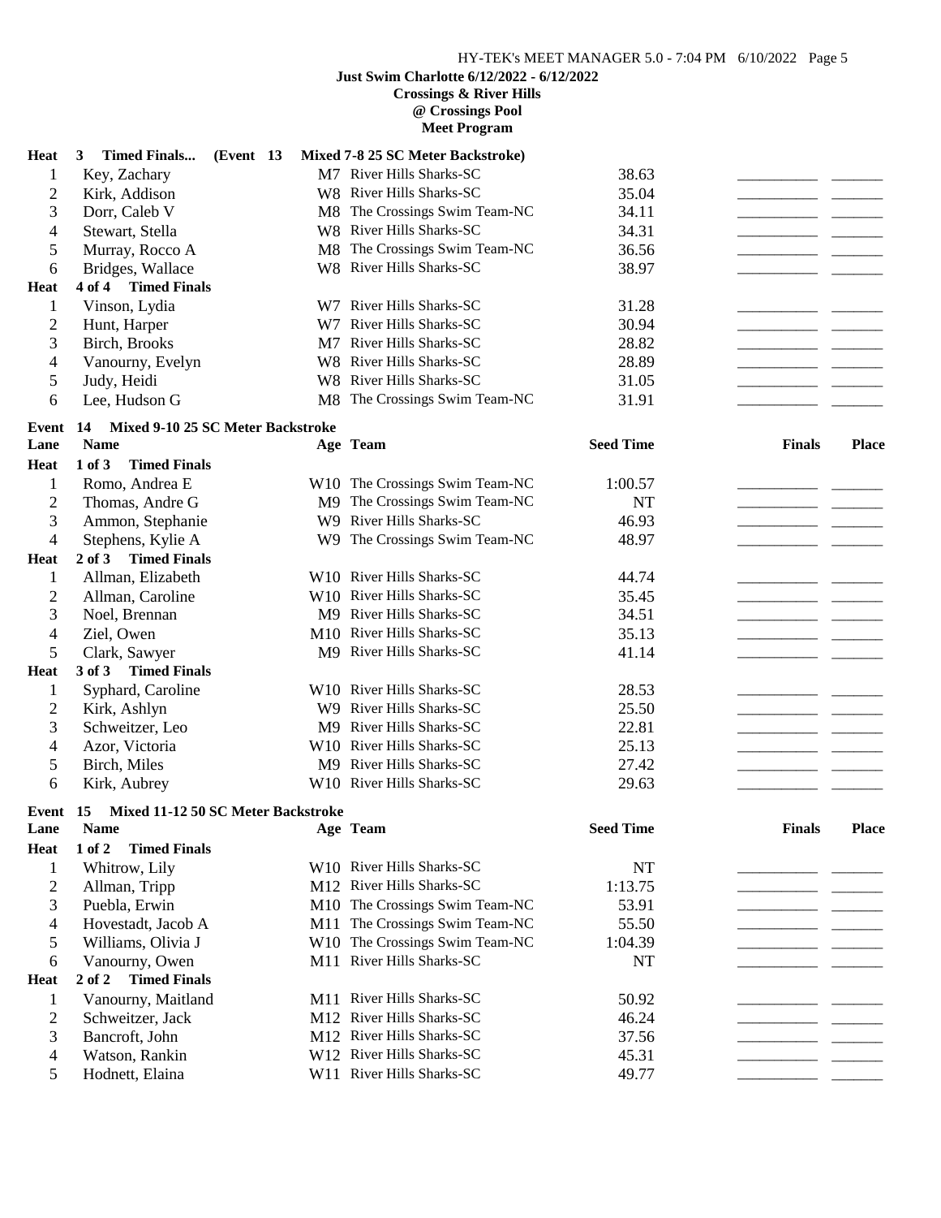**Just Swim Charlotte 6/12/2022 - 6/12/2022**
**Crossings & River Hills**
**@ Crossings Pool**
**Meet Program**

**Heat 3 Timed Finals... (Event 13 Mixed 7-8 25 SC Meter Backstroke)**

| Lane | Name | Age | Team | Seed Time | Finals | Place |
|---|---|---|---|---|---|---|
| 1 | Key, Zachary | M7 | River Hills Sharks-SC | 38.63 | _________ | _______ |
| 2 | Kirk, Addison | W8 | River Hills Sharks-SC | 35.04 | _________ | _______ |
| 3 | Dorr, Caleb V | M8 | The Crossings Swim Team-NC | 34.11 | _________ | _______ |
| 4 | Stewart, Stella | W8 | River Hills Sharks-SC | 34.31 | _________ | _______ |
| 5 | Murray, Rocco A | M8 | The Crossings Swim Team-NC | 36.56 | _________ | _______ |
| 6 | Bridges, Wallace | W8 | River Hills Sharks-SC | 38.97 | _________ | _______ |

**Heat 4 of 4 Timed Finals**

| Lane | Name | Age | Team | Seed Time | Finals | Place |
|---|---|---|---|---|---|---|
| 1 | Vinson, Lydia | W7 | River Hills Sharks-SC | 31.28 | _________ | _______ |
| 2 | Hunt, Harper | W7 | River Hills Sharks-SC | 30.94 | _________ | _______ |
| 3 | Birch, Brooks | M7 | River Hills Sharks-SC | 28.82 | _________ | _______ |
| 4 | Vanourny, Evelyn | W8 | River Hills Sharks-SC | 28.89 | _________ | _______ |
| 5 | Judy, Heidi | W8 | River Hills Sharks-SC | 31.05 | _________ | _______ |
| 6 | Lee, Hudson G | M8 | The Crossings Swim Team-NC | 31.91 | _________ | _______ |

## Event 14 Mixed 9-10 25 SC Meter Backstroke

**Heat 1 of 3 Timed Finals**

| Lane | Name | Age | Team | Seed Time | Finals | Place |
|---|---|---|---|---|---|---|
| 1 | Romo, Andrea E | W10 | The Crossings Swim Team-NC | 1:00.57 | _________ | _______ |
| 2 | Thomas, Andre G | M9 | The Crossings Swim Team-NC | NT | _________ | _______ |
| 3 | Ammon, Stephanie | W9 | River Hills Sharks-SC | 46.93 | _________ | _______ |
| 4 | Stephens, Kylie A | W9 | The Crossings Swim Team-NC | 48.97 | _________ | _______ |

**Heat 2 of 3 Timed Finals**

| Lane | Name | Age | Team | Seed Time | Finals | Place |
|---|---|---|---|---|---|---|
| 1 | Allman, Elizabeth | W10 | River Hills Sharks-SC | 44.74 | _________ | _______ |
| 2 | Allman, Caroline | W10 | River Hills Sharks-SC | 35.45 | _________ | _______ |
| 3 | Noel, Brennan | M9 | River Hills Sharks-SC | 34.51 | _________ | _______ |
| 4 | Ziel, Owen | M10 | River Hills Sharks-SC | 35.13 | _________ | _______ |
| 5 | Clark, Sawyer | M9 | River Hills Sharks-SC | 41.14 | _________ | _______ |

**Heat 3 of 3 Timed Finals**

| Lane | Name | Age | Team | Seed Time | Finals | Place |
|---|---|---|---|---|---|---|
| 1 | Syphard, Caroline | W10 | River Hills Sharks-SC | 28.53 | _________ | _______ |
| 2 | Kirk, Ashlyn | W9 | River Hills Sharks-SC | 25.50 | _________ | _______ |
| 3 | Schweitzer, Leo | M9 | River Hills Sharks-SC | 22.81 | _________ | _______ |
| 4 | Azor, Victoria | W10 | River Hills Sharks-SC | 25.13 | _________ | _______ |
| 5 | Birch, Miles | M9 | River Hills Sharks-SC | 27.42 | _________ | _______ |
| 6 | Kirk, Aubrey | W10 | River Hills Sharks-SC | 29.63 | _________ | _______ |

## Event 15 Mixed 11-12 50 SC Meter Backstroke

**Heat 1 of 2 Timed Finals**

| Lane | Name | Age | Team | Seed Time | Finals | Place |
|---|---|---|---|---|---|---|
| 1 | Whitrow, Lily | W10 | River Hills Sharks-SC | NT | _________ | _______ |
| 2 | Allman, Tripp | M12 | River Hills Sharks-SC | 1:13.75 | _________ | _______ |
| 3 | Puebla, Erwin | M10 | The Crossings Swim Team-NC | 53.91 | _________ | _______ |
| 4 | Hovestadt, Jacob A | M11 | The Crossings Swim Team-NC | 55.50 | _________ | _______ |
| 5 | Williams, Olivia J | W10 | The Crossings Swim Team-NC | 1:04.39 | _________ | _______ |
| 6 | Vanourny, Owen | M11 | River Hills Sharks-SC | NT | _________ | _______ |

**Heat 2 of 2 Timed Finals**

| Lane | Name | Age | Team | Seed Time | Finals | Place |
|---|---|---|---|---|---|---|
| 1 | Vanourny, Maitland | M11 | River Hills Sharks-SC | 50.92 | _________ | _______ |
| 2 | Schweitzer, Jack | M12 | River Hills Sharks-SC | 46.24 | _________ | _______ |
| 3 | Bancroft, John | M12 | River Hills Sharks-SC | 37.56 | _________ | _______ |
| 4 | Watson, Rankin | W12 | River Hills Sharks-SC | 45.31 | _________ | _______ |
| 5 | Hodnett, Elaina | W11 | River Hills Sharks-SC | 49.77 | _________ | _______ |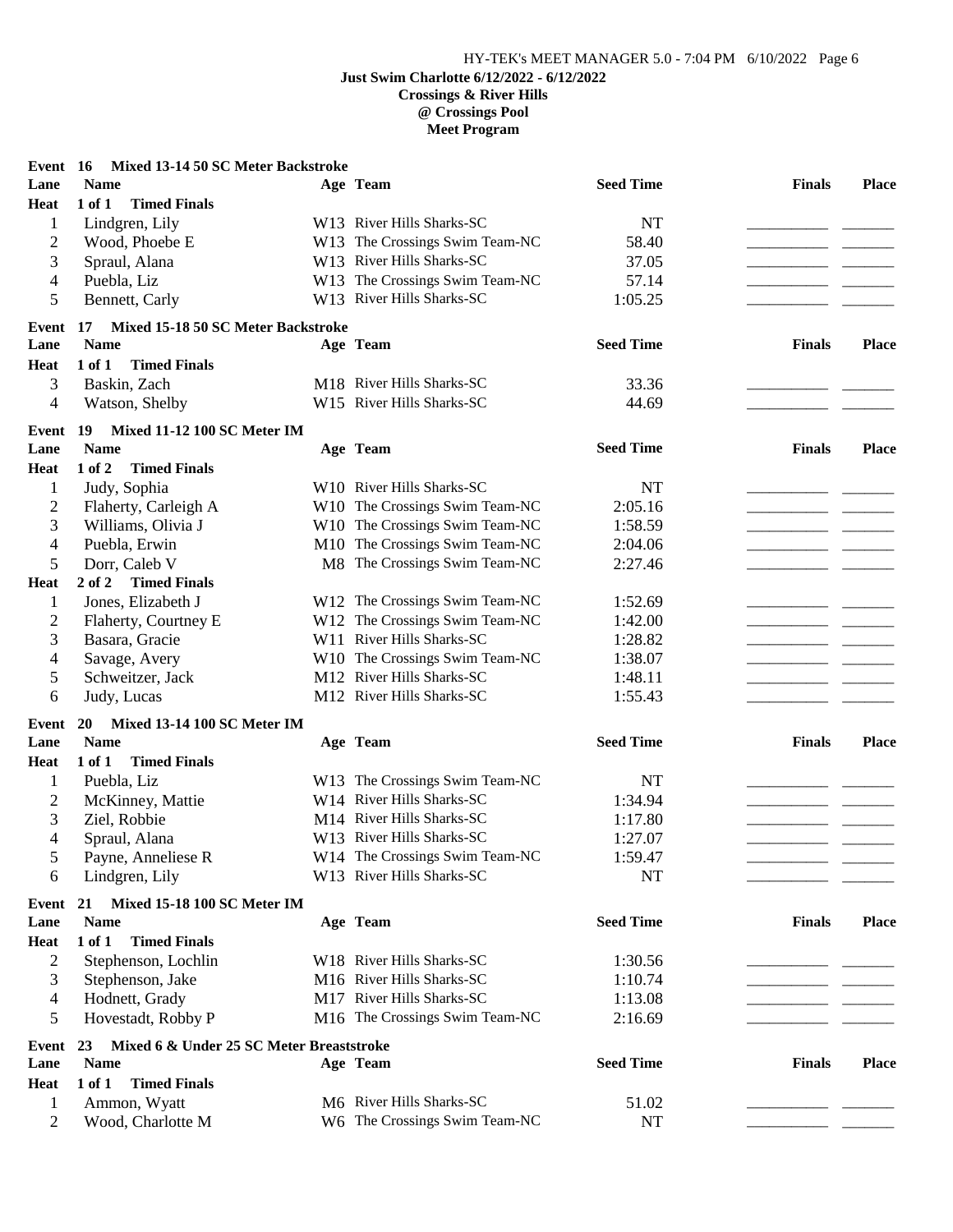**Just Swim Charlotte 6/12/2022 - 6/12/2022**
**Crossings & River Hills**
**@ Crossings Pool**
**Meet Program**

**Event 16 Mixed 13-14 50 SC Meter Backstroke**

| Lane | Name | Age | Team | Seed Time | Finals | Place |
|---|---|---|---|---|---|---|
| **Heat 1 of 1 Timed Finals** | | | | | | |
| 1 | Lindgren, Lily | W13 | River Hills Sharks-SC | NT | ________ | ______ |
| 2 | Wood, Phoebe E | W13 | The Crossings Swim Team-NC | 58.40 | ________ | ______ |
| 3 | Spraul, Alana | W13 | River Hills Sharks-SC | 37.05 | ________ | ______ |
| 4 | Puebla, Liz | W13 | The Crossings Swim Team-NC | 57.14 | ________ | ______ |
| 5 | Bennett, Carly | W13 | River Hills Sharks-SC | 1:05.25 | ________ | ______ |

**Event 17 Mixed 15-18 50 SC Meter Backstroke**

| Lane | Name | Age | Team | Seed Time | Finals | Place |
|---|---|---|---|---|---|---|
| **Heat 1 of 1 Timed Finals** | | | | | | |
| 3 | Baskin, Zach | M18 | River Hills Sharks-SC | 33.36 | ________ | ______ |
| 4 | Watson, Shelby | W15 | River Hills Sharks-SC | 44.69 | ________ | ______ |

**Event 19 Mixed 11-12 100 SC Meter IM**

| Lane | Name | Age | Team | Seed Time | Finals | Place |
|---|---|---|---|---|---|---|
| **Heat 1 of 2 Timed Finals** | | | | | | |
| 1 | Judy, Sophia | W10 | River Hills Sharks-SC | NT | ________ | ______ |
| 2 | Flaherty, Carleigh A | W10 | The Crossings Swim Team-NC | 2:05.16 | ________ | ______ |
| 3 | Williams, Olivia J | W10 | The Crossings Swim Team-NC | 1:58.59 | ________ | ______ |
| 4 | Puebla, Erwin | M10 | The Crossings Swim Team-NC | 2:04.06 | ________ | ______ |
| 5 | Dorr, Caleb V | M8 | The Crossings Swim Team-NC | 2:27.46 | ________ | ______ |
| **Heat 2 of 2 Timed Finals** | | | | | | |
| 1 | Jones, Elizabeth J | W12 | The Crossings Swim Team-NC | 1:52.69 | ________ | ______ |
| 2 | Flaherty, Courtney E | W12 | The Crossings Swim Team-NC | 1:42.00 | ________ | ______ |
| 3 | Basara, Gracie | W11 | River Hills Sharks-SC | 1:28.82 | ________ | ______ |
| 4 | Savage, Avery | W10 | The Crossings Swim Team-NC | 1:38.07 | ________ | ______ |
| 5 | Schweitzer, Jack | M12 | River Hills Sharks-SC | 1:48.11 | ________ | ______ |
| 6 | Judy, Lucas | M12 | River Hills Sharks-SC | 1:55.43 | ________ | ______ |

**Event 20 Mixed 13-14 100 SC Meter IM**

| Lane | Name | Age | Team | Seed Time | Finals | Place |
|---|---|---|---|---|---|---|
| **Heat 1 of 1 Timed Finals** | | | | | | |
| 1 | Puebla, Liz | W13 | The Crossings Swim Team-NC | NT | ________ | ______ |
| 2 | McKinney, Mattie | W14 | River Hills Sharks-SC | 1:34.94 | ________ | ______ |
| 3 | Ziel, Robbie | M14 | River Hills Sharks-SC | 1:17.80 | ________ | ______ |
| 4 | Spraul, Alana | W13 | River Hills Sharks-SC | 1:27.07 | ________ | ______ |
| 5 | Payne, Anneliese R | W14 | The Crossings Swim Team-NC | 1:59.47 | ________ | ______ |
| 6 | Lindgren, Lily | W13 | River Hills Sharks-SC | NT | ________ | ______ |

**Event 21 Mixed 15-18 100 SC Meter IM**

| Lane | Name | Age | Team | Seed Time | Finals | Place |
|---|---|---|---|---|---|---|
| **Heat 1 of 1 Timed Finals** | | | | | | |
| 2 | Stephenson, Lochlin | W18 | River Hills Sharks-SC | 1:30.56 | ________ | ______ |
| 3 | Stephenson, Jake | M16 | River Hills Sharks-SC | 1:10.74 | ________ | ______ |
| 4 | Hodnett, Grady | M17 | River Hills Sharks-SC | 1:13.08 | ________ | ______ |
| 5 | Hovestadt, Robby P | M16 | The Crossings Swim Team-NC | 2:16.69 | ________ | ______ |

**Event 23 Mixed 6 & Under 25 SC Meter Breaststroke**

| Lane | Name | Age | Team | Seed Time | Finals | Place |
|---|---|---|---|---|---|---|
| **Heat 1 of 1 Timed Finals** | | | | | | |
| 1 | Ammon, Wyatt | M6 | River Hills Sharks-SC | 51.02 | ________ | ______ |
| 2 | Wood, Charlotte M | W6 | The Crossings Swim Team-NC | NT | ________ | ______ |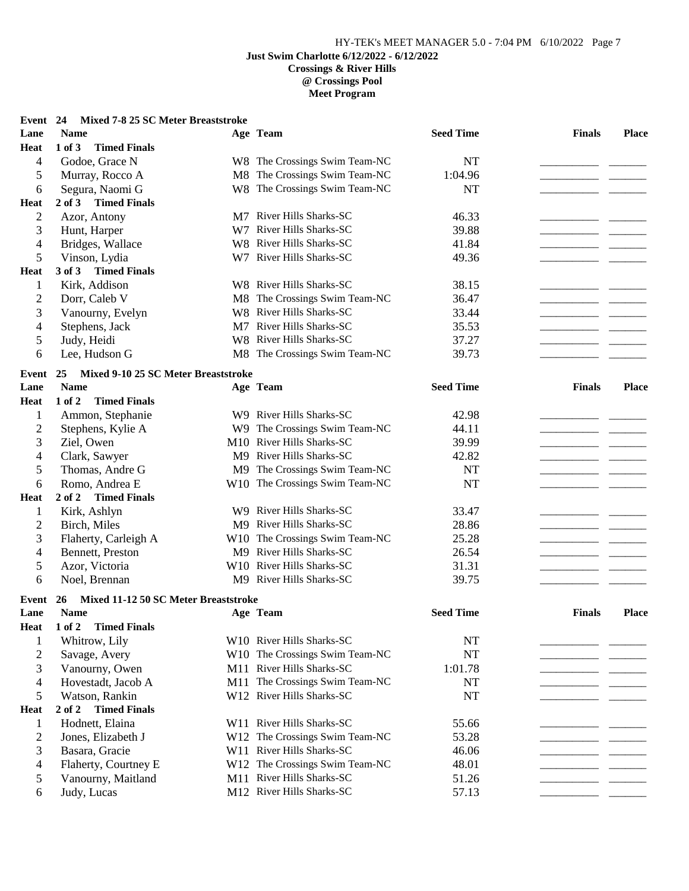**Just Swim Charlotte 6/12/2022 - 6/12/2022**
**Crossings & River Hills**
**@ Crossings Pool**
**Meet Program**

### Event 24 Mixed 7-8 25 SC Meter Breaststroke

| Lane | Name | Age | Team | Seed Time | Finals | Place |
|---|---|---|---|---|---|---|
| **Heat 1 of 3 Timed Finals** | | | | | | |
| 4 | Godoe, Grace N | W8 | The Crossings Swim Team-NC | NT | ________ | ______ |
| 5 | Murray, Rocco A | M8 | The Crossings Swim Team-NC | 1:04.96 | ________ | ______ |
| 6 | Segura, Naomi G | W8 | The Crossings Swim Team-NC | NT | ________ | ______ |
| **Heat 2 of 3 Timed Finals** | | | | | | |
| 2 | Azor, Antony | M7 | River Hills Sharks-SC | 46.33 | ________ | ______ |
| 3 | Hunt, Harper | W7 | River Hills Sharks-SC | 39.88 | ________ | ______ |
| 4 | Bridges, Wallace | W8 | River Hills Sharks-SC | 41.84 | ________ | ______ |
| 5 | Vinson, Lydia | W7 | River Hills Sharks-SC | 49.36 | ________ | ______ |
| **Heat 3 of 3 Timed Finals** | | | | | | |
| 1 | Kirk, Addison | W8 | River Hills Sharks-SC | 38.15 | ________ | ______ |
| 2 | Dorr, Caleb V | M8 | The Crossings Swim Team-NC | 36.47 | ________ | ______ |
| 3 | Vanourny, Evelyn | W8 | River Hills Sharks-SC | 33.44 | ________ | ______ |
| 4 | Stephens, Jack | M7 | River Hills Sharks-SC | 35.53 | ________ | ______ |
| 5 | Judy, Heidi | W8 | River Hills Sharks-SC | 37.27 | ________ | ______ |
| 6 | Lee, Hudson G | M8 | The Crossings Swim Team-NC | 39.73 | ________ | ______ |

### Event 25 Mixed 9-10 25 SC Meter Breaststroke

| Lane | Name | Age | Team | Seed Time | Finals | Place |
|---|---|---|---|---|---|---|
| **Heat 1 of 2 Timed Finals** | | | | | | |
| 1 | Ammon, Stephanie | W9 | River Hills Sharks-SC | 42.98 | ________ | ______ |
| 2 | Stephens, Kylie A | W9 | The Crossings Swim Team-NC | 44.11 | ________ | ______ |
| 3 | Ziel, Owen | M10 | River Hills Sharks-SC | 39.99 | ________ | ______ |
| 4 | Clark, Sawyer | M9 | River Hills Sharks-SC | 42.82 | ________ | ______ |
| 5 | Thomas, Andre G | M9 | The Crossings Swim Team-NC | NT | ________ | ______ |
| 6 | Romo, Andrea E | W10 | The Crossings Swim Team-NC | NT | ________ | ______ |
| **Heat 2 of 2 Timed Finals** | | | | | | |
| 1 | Kirk, Ashlyn | W9 | River Hills Sharks-SC | 33.47 | ________ | ______ |
| 2 | Birch, Miles | M9 | River Hills Sharks-SC | 28.86 | ________ | ______ |
| 3 | Flaherty, Carleigh A | W10 | The Crossings Swim Team-NC | 25.28 | ________ | ______ |
| 4 | Bennett, Preston | M9 | River Hills Sharks-SC | 26.54 | ________ | ______ |
| 5 | Azor, Victoria | W10 | River Hills Sharks-SC | 31.31 | ________ | ______ |
| 6 | Noel, Brennan | M9 | River Hills Sharks-SC | 39.75 | ________ | ______ |

### Event 26 Mixed 11-12 50 SC Meter Breaststroke

| Lane | Name | Age | Team | Seed Time | Finals | Place |
|---|---|---|---|---|---|---|
| **Heat 1 of 2 Timed Finals** | | | | | | |
| 1 | Whitrow, Lily | W10 | River Hills Sharks-SC | NT | ________ | ______ |
| 2 | Savage, Avery | W10 | The Crossings Swim Team-NC | NT | ________ | ______ |
| 3 | Vanourny, Owen | M11 | River Hills Sharks-SC | 1:01.78 | ________ | ______ |
| 4 | Hovestadt, Jacob A | M11 | The Crossings Swim Team-NC | NT | ________ | ______ |
| 5 | Watson, Rankin | W12 | River Hills Sharks-SC | NT | ________ | ______ |
| **Heat 2 of 2 Timed Finals** | | | | | | |
| 1 | Hodnett, Elaina | W11 | River Hills Sharks-SC | 55.66 | ________ | ______ |
| 2 | Jones, Elizabeth J | W12 | The Crossings Swim Team-NC | 53.28 | ________ | ______ |
| 3 | Basara, Gracie | W11 | River Hills Sharks-SC | 46.06 | ________ | ______ |
| 4 | Flaherty, Courtney E | W12 | The Crossings Swim Team-NC | 48.01 | ________ | ______ |
| 5 | Vanourny, Maitland | M11 | River Hills Sharks-SC | 51.26 | ________ | ______ |
| 6 | Judy, Lucas | M12 | River Hills Sharks-SC | 57.13 | ________ | ______ |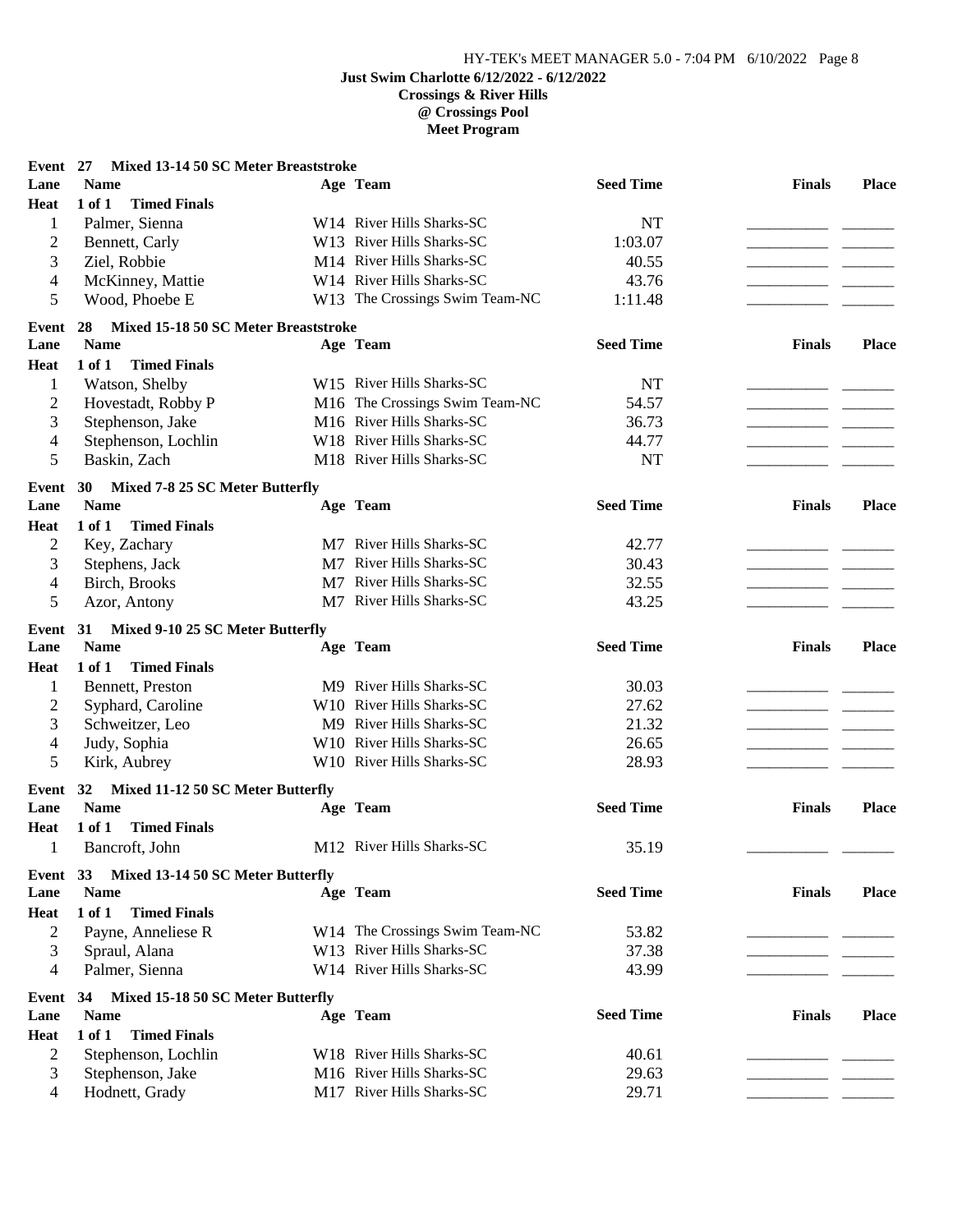**Just Swim Charlotte 6/12/2022 - 6/12/2022**
**Crossings & River Hills**
**@ Crossings Pool**
**Meet Program**

### Event 27 Mixed 13-14 50 SC Meter Breaststroke

Heat 1 of 1 Timed Finals

| Lane | Name | Age | Team | Seed Time | Finals | Place |
|---|---|---|---|---|---|---|
| 1 | Palmer, Sienna | W14 | River Hills Sharks-SC | NT | ________ | ______ |
| 2 | Bennett, Carly | W13 | River Hills Sharks-SC | 1:03.07 | ________ | ______ |
| 3 | Ziel, Robbie | M14 | River Hills Sharks-SC | 40.55 | ________ | ______ |
| 4 | McKinney, Mattie | W14 | River Hills Sharks-SC | 43.76 | ________ | ______ |
| 5 | Wood, Phoebe E | W13 | The Crossings Swim Team-NC | 1:11.48 | ________ | ______ |

### Event 28 Mixed 15-18 50 SC Meter Breaststroke

Heat 1 of 1 Timed Finals

| Lane | Name | Age | Team | Seed Time | Finals | Place |
|---|---|---|---|---|---|---|
| 1 | Watson, Shelby | W15 | River Hills Sharks-SC | NT | ________ | ______ |
| 2 | Hovestadt, Robby P | M16 | The Crossings Swim Team-NC | 54.57 | ________ | ______ |
| 3 | Stephenson, Jake | M16 | River Hills Sharks-SC | 36.73 | ________ | ______ |
| 4 | Stephenson, Lochlin | W18 | River Hills Sharks-SC | 44.77 | ________ | ______ |
| 5 | Baskin, Zach | M18 | River Hills Sharks-SC | NT | ________ | ______ |

### Event 30 Mixed 7-8 25 SC Meter Butterfly

Heat 1 of 1 Timed Finals

| Lane | Name | Age | Team | Seed Time | Finals | Place |
|---|---|---|---|---|---|---|
| 2 | Key, Zachary | M7 | River Hills Sharks-SC | 42.77 | ________ | ______ |
| 3 | Stephens, Jack | M7 | River Hills Sharks-SC | 30.43 | ________ | ______ |
| 4 | Birch, Brooks | M7 | River Hills Sharks-SC | 32.55 | ________ | ______ |
| 5 | Azor, Antony | M7 | River Hills Sharks-SC | 43.25 | ________ | ______ |

### Event 31 Mixed 9-10 25 SC Meter Butterfly

Heat 1 of 1 Timed Finals

| Lane | Name | Age | Team | Seed Time | Finals | Place |
|---|---|---|---|---|---|---|
| 1 | Bennett, Preston | M9 | River Hills Sharks-SC | 30.03 | ________ | ______ |
| 2 | Syphard, Caroline | W10 | River Hills Sharks-SC | 27.62 | ________ | ______ |
| 3 | Schweitzer, Leo | M9 | River Hills Sharks-SC | 21.32 | ________ | ______ |
| 4 | Judy, Sophia | W10 | River Hills Sharks-SC | 26.65 | ________ | ______ |
| 5 | Kirk, Aubrey | W10 | River Hills Sharks-SC | 28.93 | ________ | ______ |

### Event 32 Mixed 11-12 50 SC Meter Butterfly

Heat 1 of 1 Timed Finals

| Lane | Name | Age | Team | Seed Time | Finals | Place |
|---|---|---|---|---|---|---|
| 1 | Bancroft, John | M12 | River Hills Sharks-SC | 35.19 | ________ | ______ |

### Event 33 Mixed 13-14 50 SC Meter Butterfly

Heat 1 of 1 Timed Finals

| Lane | Name | Age | Team | Seed Time | Finals | Place |
|---|---|---|---|---|---|---|
| 2 | Payne, Anneliese R | W14 | The Crossings Swim Team-NC | 53.82 | ________ | ______ |
| 3 | Spraul, Alana | W13 | River Hills Sharks-SC | 37.38 | ________ | ______ |
| 4 | Palmer, Sienna | W14 | River Hills Sharks-SC | 43.99 | ________ | ______ |

### Event 34 Mixed 15-18 50 SC Meter Butterfly

Heat 1 of 1 Timed Finals

| Lane | Name | Age | Team | Seed Time | Finals | Place |
|---|---|---|---|---|---|---|
| 2 | Stephenson, Lochlin | W18 | River Hills Sharks-SC | 40.61 | ________ | ______ |
| 3 | Stephenson, Jake | M16 | River Hills Sharks-SC | 29.63 | ________ | ______ |
| 4 | Hodnett, Grady | M17 | River Hills Sharks-SC | 29.71 | ________ | ______ |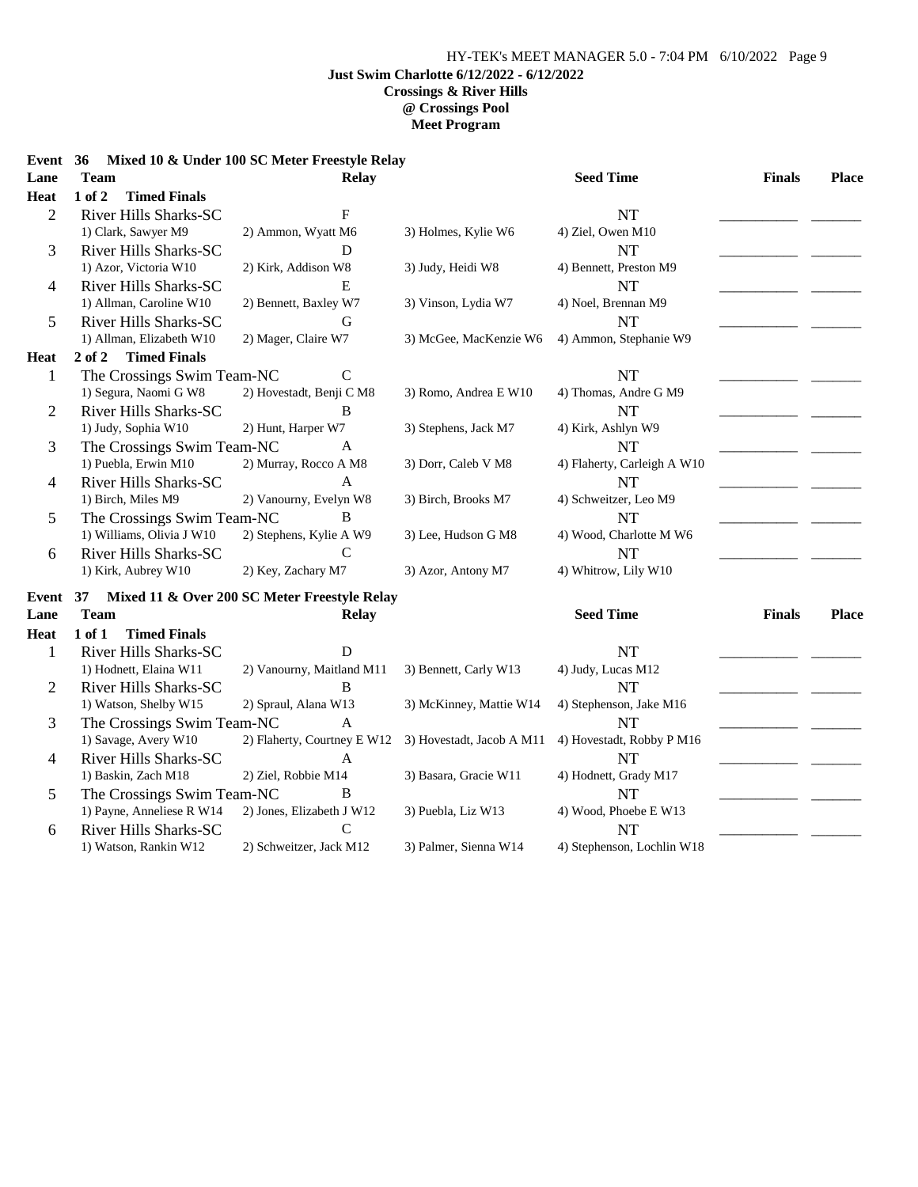**Just Swim Charlotte 6/12/2022 - 6/12/2022**
**Crossings & River Hills**
**@ Crossings Pool**
**Meet Program**

## Event 36 Mixed 10 & Under 100 SC Meter Freestyle Relay

| Lane | Team | Relay | | Seed Time | Finals | Place |
|---|---|---|---|---|---|---|
| **Heat 1 of 2 Timed Finals** | | | | | | |
| 2 | River Hills Sharks-SC | F | | NT | ___________ | _______ |
| | 1) Clark, Sawyer M9 | 2) Ammon, Wyatt M6 | 3) Holmes, Kylie W6 | 4) Ziel, Owen M10 | | |
| 3 | River Hills Sharks-SC | D | | NT | ___________ | _______ |
| | 1) Azor, Victoria W10 | 2) Kirk, Addison W8 | 3) Judy, Heidi W8 | 4) Bennett, Preston M9 | | |
| 4 | River Hills Sharks-SC | E | | NT | ___________ | _______ |
| | 1) Allman, Caroline W10 | 2) Bennett, Baxley W7 | 3) Vinson, Lydia W7 | 4) Noel, Brennan M9 | | |
| 5 | River Hills Sharks-SC | G | | NT | ___________ | _______ |
| | 1) Allman, Elizabeth W10 | 2) Mager, Claire W7 | 3) McGee, MacKenzie W6 | 4) Ammon, Stephanie W9 | | |
| **Heat 2 of 2 Timed Finals** | | | | | | |
| 1 | The Crossings Swim Team-NC | C | | NT | ___________ | _______ |
| | 1) Segura, Naomi G W8 | 2) Hovestadt, Benji C M8 | 3) Romo, Andrea E W10 | 4) Thomas, Andre G M9 | | |
| 2 | River Hills Sharks-SC | B | | NT | ___________ | _______ |
| | 1) Judy, Sophia W10 | 2) Hunt, Harper W7 | 3) Stephens, Jack M7 | 4) Kirk, Ashlyn W9 | | |
| 3 | The Crossings Swim Team-NC | A | | NT | ___________ | _______ |
| | 1) Puebla, Erwin M10 | 2) Murray, Rocco A M8 | 3) Dorr, Caleb V M8 | 4) Flaherty, Carleigh A W10 | | |
| 4 | River Hills Sharks-SC | A | | NT | ___________ | _______ |
| | 1) Birch, Miles M9 | 2) Vanourny, Evelyn W8 | 3) Birch, Brooks M7 | 4) Schweitzer, Leo M9 | | |
| 5 | The Crossings Swim Team-NC | B | | NT | ___________ | _______ |
| | 1) Williams, Olivia J W10 | 2) Stephens, Kylie A W9 | 3) Lee, Hudson G M8 | 4) Wood, Charlotte M W6 | | |
| 6 | River Hills Sharks-SC | C | | NT | ___________ | _______ |
| | 1) Kirk, Aubrey W10 | 2) Key, Zachary M7 | 3) Azor, Antony M7 | 4) Whitrow, Lily W10 | | |

## Event 37 Mixed 11 & Over 200 SC Meter Freestyle Relay

| Lane | Team | Relay | | Seed Time | Finals | Place |
|---|---|---|---|---|---|---|
| **Heat 1 of 1 Timed Finals** | | | | | | |
| 1 | River Hills Sharks-SC | D | | NT | ___________ | _______ |
| | 1) Hodnett, Elaina W11 | 2) Vanourny, Maitland M11 | 3) Bennett, Carly W13 | 4) Judy, Lucas M12 | | |
| 2 | River Hills Sharks-SC | B | | NT | ___________ | _______ |
| | 1) Watson, Shelby W15 | 2) Spraul, Alana W13 | 3) McKinney, Mattie W14 | 4) Stephenson, Jake M16 | | |
| 3 | The Crossings Swim Team-NC | A | | NT | ___________ | _______ |
| | 1) Savage, Avery W10 | 2) Flaherty, Courtney E W12 | 3) Hovestadt, Jacob A M11 | 4) Hovestadt, Robby P M16 | | |
| 4 | River Hills Sharks-SC | A | | NT | ___________ | _______ |
| | 1) Baskin, Zach M18 | 2) Ziel, Robbie M14 | 3) Basara, Gracie W11 | 4) Hodnett, Grady M17 | | |
| 5 | The Crossings Swim Team-NC | B | | NT | ___________ | _______ |
| | 1) Payne, Anneliese R W14 | 2) Jones, Elizabeth J W12 | 3) Puebla, Liz W13 | 4) Wood, Phoebe E W13 | | |
| 6 | River Hills Sharks-SC | C | | NT | ___________ | _______ |
| | 1) Watson, Rankin W12 | 2) Schweitzer, Jack M12 | 3) Palmer, Sienna W14 | 4) Stephenson, Lochlin W18 | | |